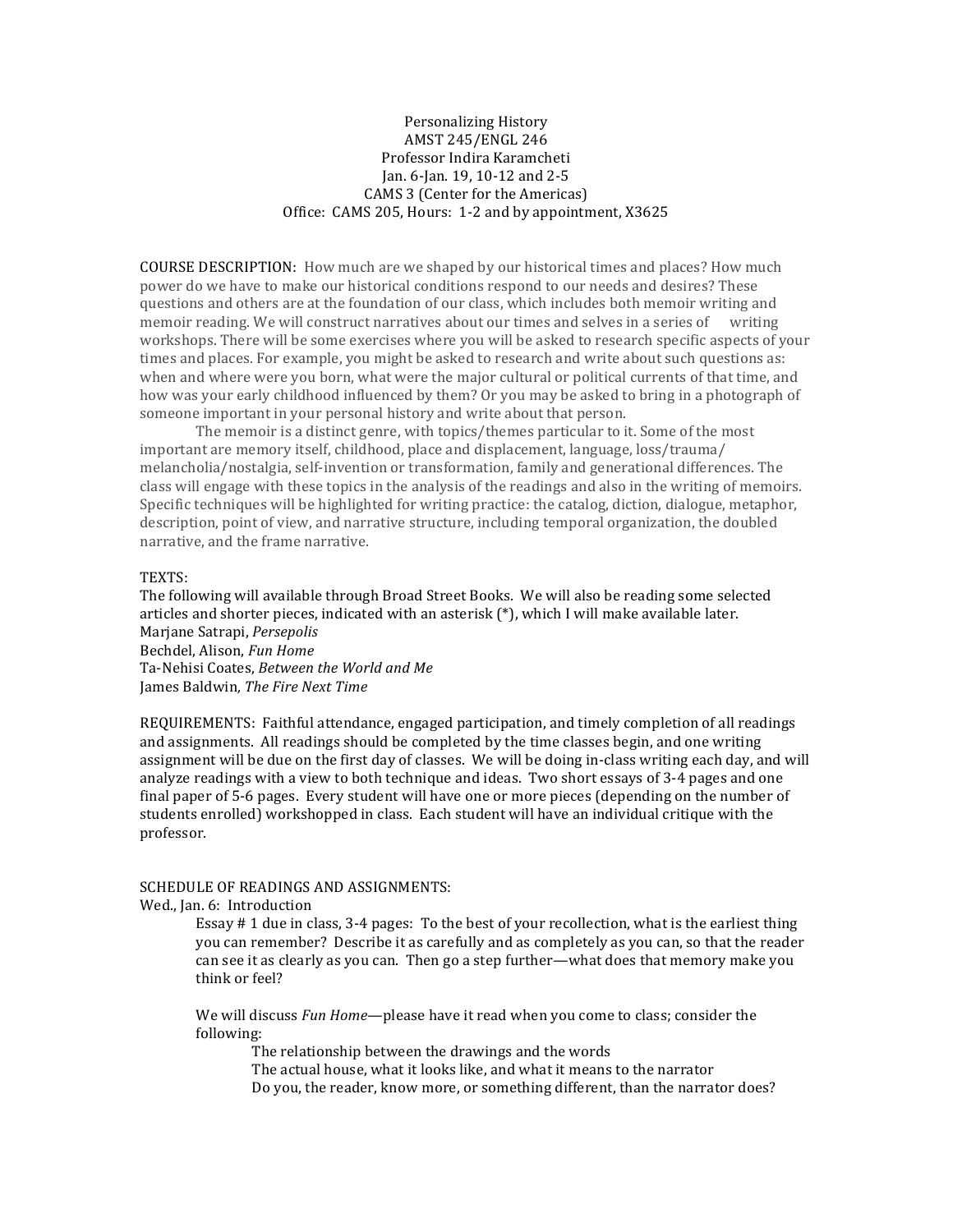Personalizing History
AMST 245/ENGL 246
Professor Indira Karamcheti
Jan. 6-Jan. 19, 10-12 and 2-5
CAMS 3 (Center for the Americas)
Office: CAMS 205, Hours: 1-2 and by appointment, X3625

COURSE DESCRIPTION: How much are we shaped by our historical times and places? How much power do we have to make our historical conditions respond to our needs and desires? These questions and others are at the foundation of our class, which includes both memoir writing and memoir reading. We will construct narratives about our times and selves in a series of writing workshops. There will be some exercises where you will be asked to research specific aspects of your times and places. For example, you might be asked to research and write about such questions as: when and where were you born, what were the major cultural or political currents of that time, and how was your early childhood influenced by them? Or you may be asked to bring in a photograph of someone important in your personal history and write about that person.

The memoir is a distinct genre, with topics/themes particular to it. Some of the most important are memory itself, childhood, place and displacement, language, loss/trauma/melancholia/nostalgia, self-invention or transformation, family and generational differences. The class will engage with these topics in the analysis of the readings and also in the writing of memoirs. Specific techniques will be highlighted for writing practice: the catalog, diction, dialogue, metaphor, description, point of view, and narrative structure, including temporal organization, the doubled narrative, and the frame narrative.

TEXTS:
The following will available through Broad Street Books. We will also be reading some selected articles and shorter pieces, indicated with an asterisk (*), which I will make available later.
Marjane Satrapi, *Persepolis*
Bechdel, Alison, *Fun Home*
Ta-Nehisi Coates, *Between the World and Me*
James Baldwin, *The Fire Next Time*

REQUIREMENTS: Faithful attendance, engaged participation, and timely completion of all readings and assignments. All readings should be completed by the time classes begin, and one writing assignment will be due on the first day of classes. We will be doing in-class writing each day, and will analyze readings with a view to both technique and ideas. Two short essays of 3-4 pages and one final paper of 5-6 pages. Every student will have one or more pieces (depending on the number of students enrolled) workshopped in class. Each student will have an individual critique with the professor.

SCHEDULE OF READINGS AND ASSIGNMENTS:
Wed., Jan. 6: Introduction

> Essay # 1 due in class, 3-4 pages: To the best of your recollection, what is the earliest thing you can remember? Describe it as carefully and as completely as you can, so that the reader can see it as clearly as you can. Then go a step further—what does that memory make you think or feel?
>
> We will discuss *Fun Home*—please have it read when you come to class; consider the following:
>
> > The relationship between the drawings and the words
> > The actual house, what it looks like, and what it means to the narrator
> > Do you, the reader, know more, or something different, than the narrator does?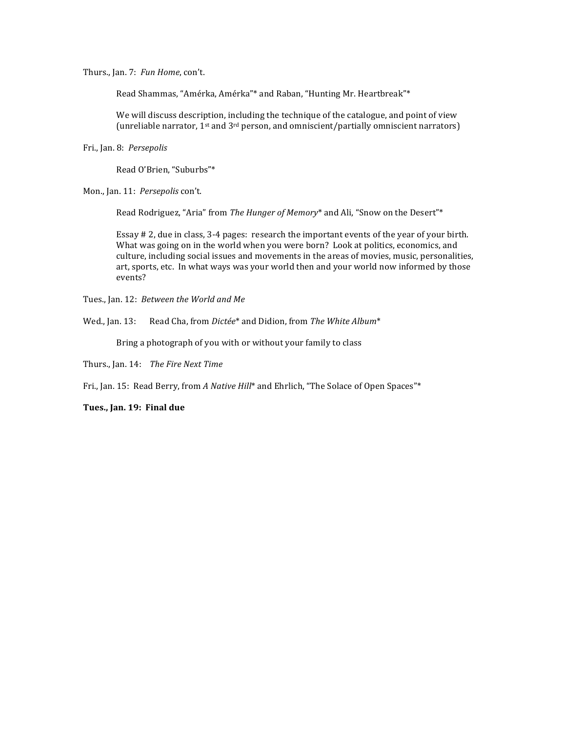Thurs., Jan. 7: *Fun Home*, con't.

Read Shammas, "Amérka, Amérka"* and Raban, "Hunting Mr. Heartbreak"*

We will discuss description, including the technique of the catalogue, and point of view (unreliable narrator, 1st and 3rd person, and omniscient/partially omniscient narrators)

Fri., Jan. 8: *Persepolis*

Read O'Brien, "Suburbs"*

Mon., Jan. 11: *Persepolis* con't.

Read Rodriguez, "Aria" from *The Hunger of Memory** and Ali, "Snow on the Desert"*

Essay # 2, due in class, 3-4 pages: research the important events of the year of your birth. What was going on in the world when you were born? Look at politics, economics, and culture, including social issues and movements in the areas of movies, music, personalities, art, sports, etc. In what ways was your world then and your world now informed by those events?

Tues., Jan. 12: *Between the World and Me*

Wed., Jan. 13: Read Cha, from *Dictée** and Didion, from *The White Album**

Bring a photograph of you with or without your family to class

Thurs., Jan. 14: *The Fire Next Time*

Fri., Jan. 15: Read Berry, from *A Native Hill** and Ehrlich, "The Solace of Open Spaces"*

**Tues., Jan. 19: Final due**